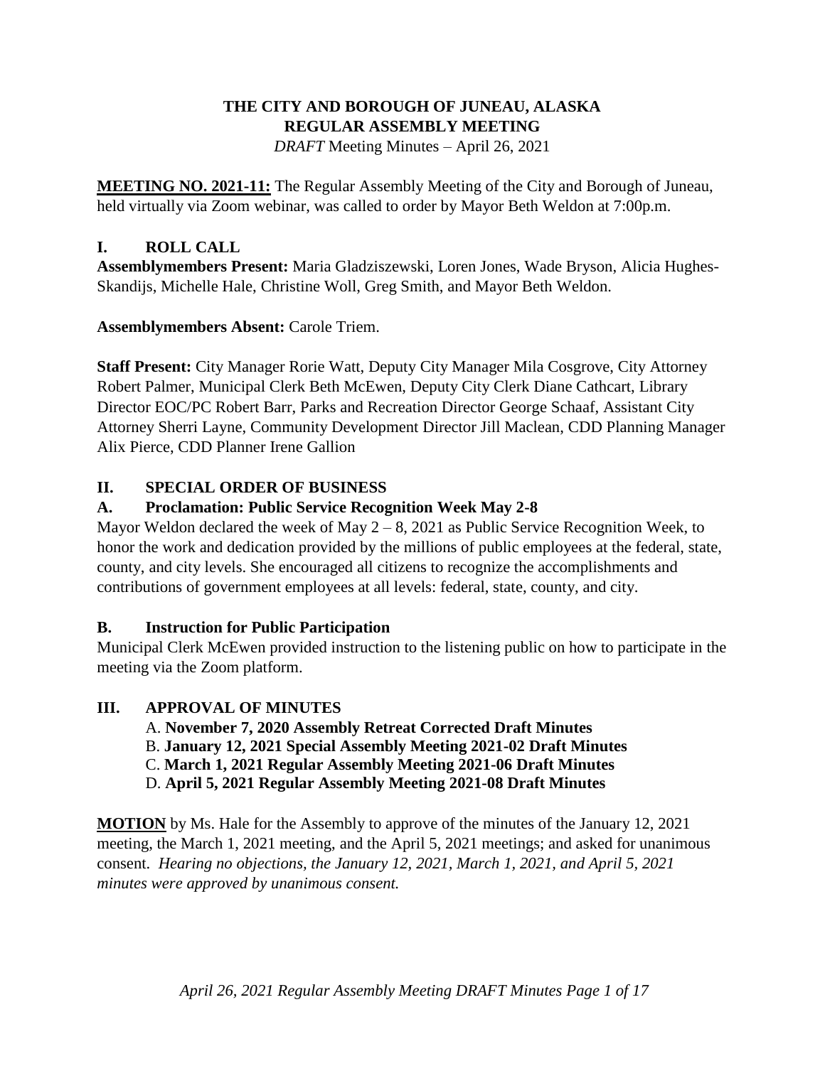# THE CITY AND BOROUGH OF JUNEAU, ALASKA
# REGULAR ASSEMBLY MEETING

*DRAFT* Meeting Minutes – April 26, 2021

**MEETING NO. 2021-11:** The Regular Assembly Meeting of the City and Borough of Juneau, held virtually via Zoom webinar, was called to order by Mayor Beth Weldon at 7:00p.m.

## I. ROLL CALL

**Assemblymembers Present:** Maria Gladziszewski, Loren Jones, Wade Bryson, Alicia Hughes-Skandijs, Michelle Hale, Christine Woll, Greg Smith, and Mayor Beth Weldon.

**Assemblymembers Absent:** Carole Triem.

**Staff Present:** City Manager Rorie Watt, Deputy City Manager Mila Cosgrove, City Attorney Robert Palmer, Municipal Clerk Beth McEwen, Deputy City Clerk Diane Cathcart, Library Director EOC/PC Robert Barr, Parks and Recreation Director George Schaaf, Assistant City Attorney Sherri Layne, Community Development Director Jill Maclean, CDD Planning Manager Alix Pierce, CDD Planner Irene Gallion

## II. SPECIAL ORDER OF BUSINESS

### A. Proclamation: Public Service Recognition Week May 2-8

Mayor Weldon declared the week of May 2 – 8, 2021 as Public Service Recognition Week, to honor the work and dedication provided by the millions of public employees at the federal, state, county, and city levels. She encouraged all citizens to recognize the accomplishments and contributions of government employees at all levels: federal, state, county, and city.

### B. Instruction for Public Participation

Municipal Clerk McEwen provided instruction to the listening public on how to participate in the meeting via the Zoom platform.

## III. APPROVAL OF MINUTES

A. **November 7, 2020 Assembly Retreat Corrected Draft Minutes**
B. **January 12, 2021 Special Assembly Meeting 2021-02 Draft Minutes**
C. **March 1, 2021 Regular Assembly Meeting 2021-06 Draft Minutes**
D. **April 5, 2021 Regular Assembly Meeting 2021-08 Draft Minutes**

**MOTION** by Ms. Hale for the Assembly to approve of the minutes of the January 12, 2021 meeting, the March 1, 2021 meeting, and the April 5, 2021 meetings; and asked for unanimous consent. *Hearing no objections, the January 12, 2021, March 1, 2021, and April 5, 2021 minutes were approved by unanimous consent.*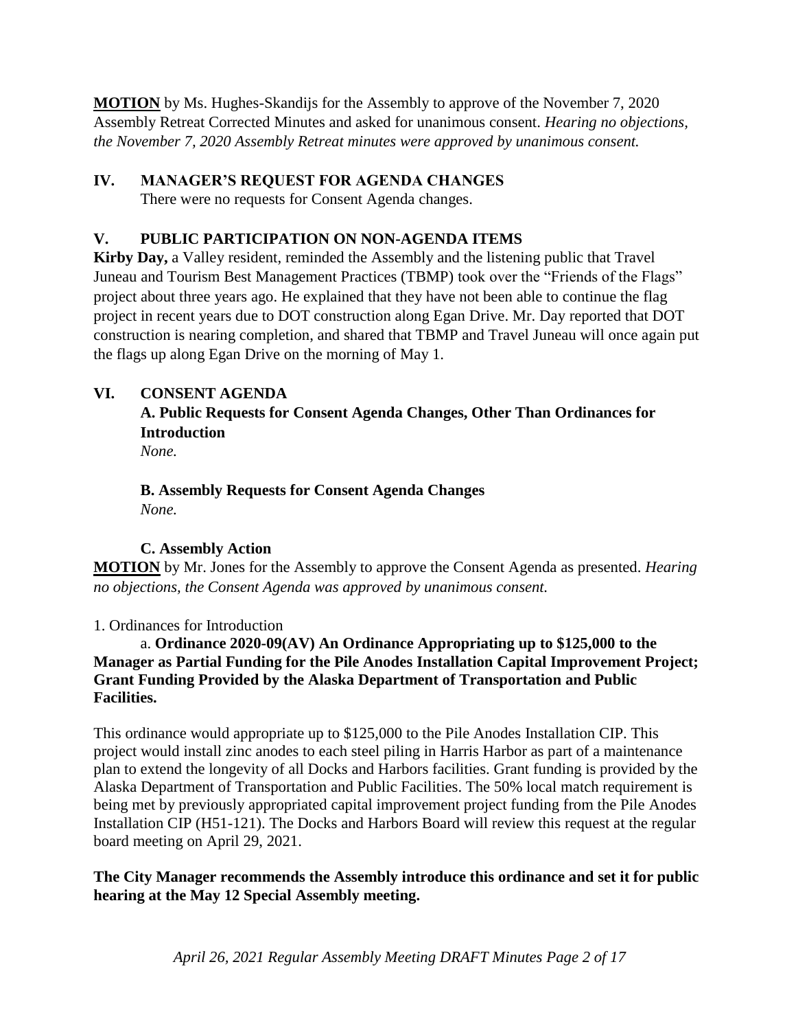**MOTION** by Ms. Hughes-Skandijs for the Assembly to approve of the November 7, 2020 Assembly Retreat Corrected Minutes and asked for unanimous consent. *Hearing no objections, the November 7, 2020 Assembly Retreat minutes were approved by unanimous consent.*

## IV. MANAGER'S REQUEST FOR AGENDA CHANGES

There were no requests for Consent Agenda changes.

## V. PUBLIC PARTICIPATION ON NON-AGENDA ITEMS

**Kirby Day,** a Valley resident, reminded the Assembly and the listening public that Travel Juneau and Tourism Best Management Practices (TBMP) took over the "Friends of the Flags" project about three years ago. He explained that they have not been able to continue the flag project in recent years due to DOT construction along Egan Drive. Mr. Day reported that DOT construction is nearing completion, and shared that TBMP and Travel Juneau will once again put the flags up along Egan Drive on the morning of May 1.

## VI. CONSENT AGENDA

### A. Public Requests for Consent Agenda Changes, Other Than Ordinances for Introduction

*None.*

### B. Assembly Requests for Consent Agenda Changes

*None.*

### C. Assembly Action

**MOTION** by Mr. Jones for the Assembly to approve the Consent Agenda as presented. *Hearing no objections, the Consent Agenda was approved by unanimous consent.*

1. Ordinances for Introduction

a. **Ordinance 2020-09(AV) An Ordinance Appropriating up to $125,000 to the Manager as Partial Funding for the Pile Anodes Installation Capital Improvement Project; Grant Funding Provided by the Alaska Department of Transportation and Public Facilities.**

This ordinance would appropriate up to $125,000 to the Pile Anodes Installation CIP. This project would install zinc anodes to each steel piling in Harris Harbor as part of a maintenance plan to extend the longevity of all Docks and Harbors facilities. Grant funding is provided by the Alaska Department of Transportation and Public Facilities. The 50% local match requirement is being met by previously appropriated capital improvement project funding from the Pile Anodes Installation CIP (H51-121). The Docks and Harbors Board will review this request at the regular board meeting on April 29, 2021.

**The City Manager recommends the Assembly introduce this ordinance and set it for public hearing at the May 12 Special Assembly meeting.**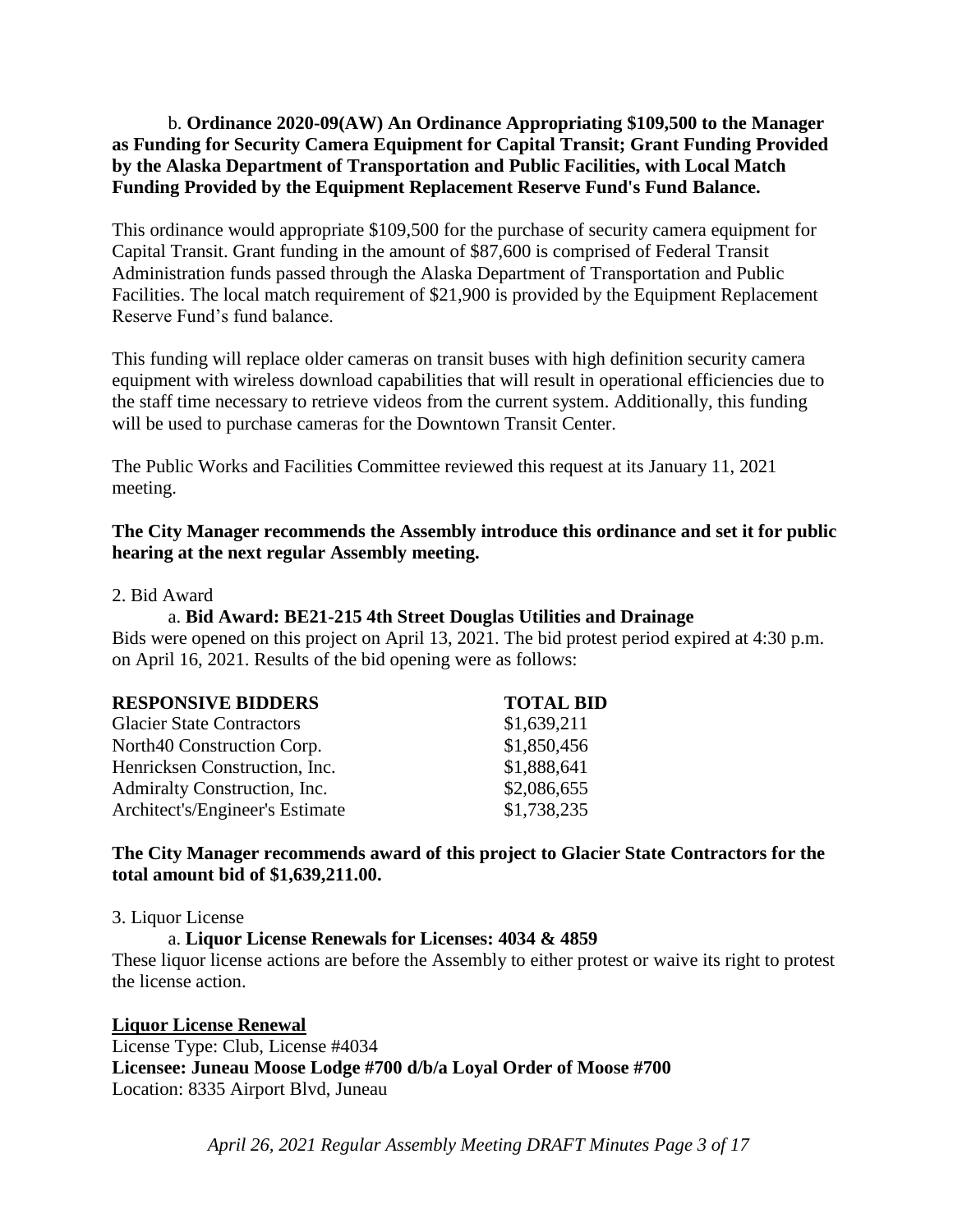b. **Ordinance 2020-09(AW) An Ordinance Appropriating $109,500 to the Manager as Funding for Security Camera Equipment for Capital Transit; Grant Funding Provided by the Alaska Department of Transportation and Public Facilities, with Local Match Funding Provided by the Equipment Replacement Reserve Fund's Fund Balance.**

This ordinance would appropriate $109,500 for the purchase of security camera equipment for Capital Transit. Grant funding in the amount of $87,600 is comprised of Federal Transit Administration funds passed through the Alaska Department of Transportation and Public Facilities. The local match requirement of $21,900 is provided by the Equipment Replacement Reserve Fund's fund balance.

This funding will replace older cameras on transit buses with high definition security camera equipment with wireless download capabilities that will result in operational efficiencies due to the staff time necessary to retrieve videos from the current system. Additionally, this funding will be used to purchase cameras for the Downtown Transit Center.

The Public Works and Facilities Committee reviewed this request at its January 11, 2021 meeting.

**The City Manager recommends the Assembly introduce this ordinance and set it for public hearing at the next regular Assembly meeting.**

2. Bid Award

a. **Bid Award: BE21-215 4th Street Douglas Utilities and Drainage**

Bids were opened on this project on April 13, 2021. The bid protest period expired at 4:30 p.m. on April 16, 2021. Results of the bid opening were as follows:

| RESPONSIVE BIDDERS | TOTAL BID |
|---|---|
| Glacier State Contractors | $1,639,211 |
| North40 Construction Corp. | $1,850,456 |
| Henricksen Construction, Inc. | $1,888,641 |
| Admiralty Construction, Inc. | $2,086,655 |
| Architect's/Engineer's Estimate | $1,738,235 |

**The City Manager recommends award of this project to Glacier State Contractors for the total amount bid of $1,639,211.00.**

3. Liquor License

a. **Liquor License Renewals for Licenses: 4034 & 4859**

These liquor license actions are before the Assembly to either protest or waive its right to protest the license action.

**Liquor License Renewal**

License Type: Club, License #4034
**Licensee: Juneau Moose Lodge #700 d/b/a Loyal Order of Moose #700**
Location: 8335 Airport Blvd, Juneau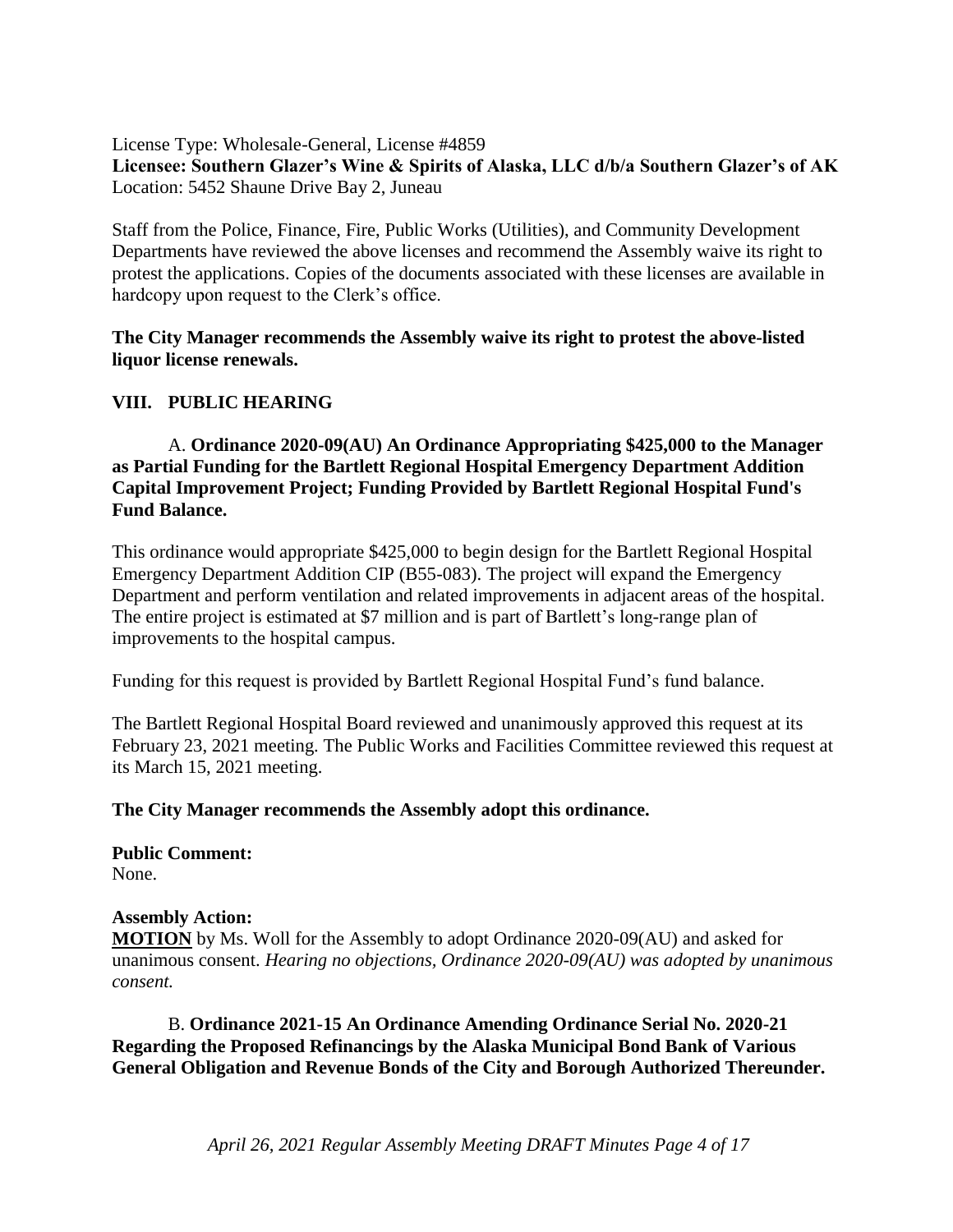License Type: Wholesale-General, License #4859
**Licensee: Southern Glazer's Wine & Spirits of Alaska, LLC d/b/a Southern Glazer's of AK**
Location: 5452 Shaune Drive Bay 2, Juneau

Staff from the Police, Finance, Fire, Public Works (Utilities), and Community Development Departments have reviewed the above licenses and recommend the Assembly waive its right to protest the applications. Copies of the documents associated with these licenses are available in hardcopy upon request to the Clerk's office.

**The City Manager recommends the Assembly waive its right to protest the above-listed liquor license renewals.**

## VIII. PUBLIC HEARING

A. **Ordinance 2020-09(AU) An Ordinance Appropriating $425,000 to the Manager as Partial Funding for the Bartlett Regional Hospital Emergency Department Addition Capital Improvement Project; Funding Provided by Bartlett Regional Hospital Fund's Fund Balance.**

This ordinance would appropriate $425,000 to begin design for the Bartlett Regional Hospital Emergency Department Addition CIP (B55-083). The project will expand the Emergency Department and perform ventilation and related improvements in adjacent areas of the hospital. The entire project is estimated at $7 million and is part of Bartlett's long-range plan of improvements to the hospital campus.

Funding for this request is provided by Bartlett Regional Hospital Fund's fund balance.

The Bartlett Regional Hospital Board reviewed and unanimously approved this request at its February 23, 2021 meeting. The Public Works and Facilities Committee reviewed this request at its March 15, 2021 meeting.

**The City Manager recommends the Assembly adopt this ordinance.**

**Public Comment:**
None.

**Assembly Action:**
**MOTION** by Ms. Woll for the Assembly to adopt Ordinance 2020-09(AU) and asked for unanimous consent. *Hearing no objections, Ordinance 2020-09(AU) was adopted by unanimous consent.*

B. **Ordinance 2021-15 An Ordinance Amending Ordinance Serial No. 2020-21 Regarding the Proposed Refinancings by the Alaska Municipal Bond Bank of Various General Obligation and Revenue Bonds of the City and Borough Authorized Thereunder.**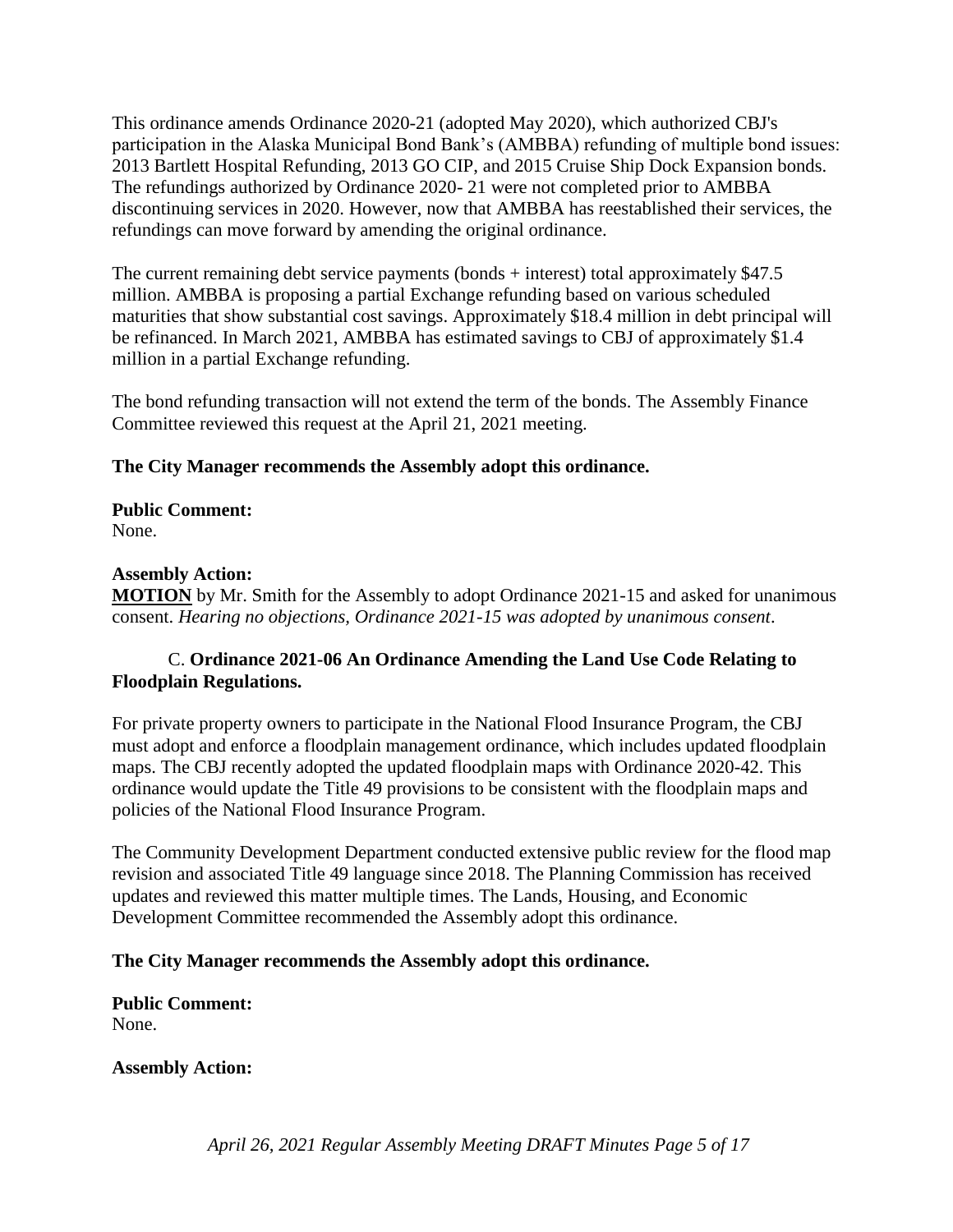This ordinance amends Ordinance 2020-21 (adopted May 2020), which authorized CBJ's participation in the Alaska Municipal Bond Bank's (AMBBA) refunding of multiple bond issues: 2013 Bartlett Hospital Refunding, 2013 GO CIP, and 2015 Cruise Ship Dock Expansion bonds. The refundings authorized by Ordinance 2020- 21 were not completed prior to AMBBA discontinuing services in 2020. However, now that AMBBA has reestablished their services, the refundings can move forward by amending the original ordinance.

The current remaining debt service payments (bonds + interest) total approximately $47.5 million. AMBBA is proposing a partial Exchange refunding based on various scheduled maturities that show substantial cost savings. Approximately $18.4 million in debt principal will be refinanced. In March 2021, AMBBA has estimated savings to CBJ of approximately $1.4 million in a partial Exchange refunding.

The bond refunding transaction will not extend the term of the bonds. The Assembly Finance Committee reviewed this request at the April 21, 2021 meeting.

**The City Manager recommends the Assembly adopt this ordinance.**

**Public Comment:**
None.

**Assembly Action:**
**MOTION** by Mr. Smith for the Assembly to adopt Ordinance 2021-15 and asked for unanimous consent. *Hearing no objections, Ordinance 2021-15 was adopted by unanimous consent*.

C. **Ordinance 2021-06 An Ordinance Amending the Land Use Code Relating to Floodplain Regulations.**

For private property owners to participate in the National Flood Insurance Program, the CBJ must adopt and enforce a floodplain management ordinance, which includes updated floodplain maps. The CBJ recently adopted the updated floodplain maps with Ordinance 2020-42. This ordinance would update the Title 49 provisions to be consistent with the floodplain maps and policies of the National Flood Insurance Program.

The Community Development Department conducted extensive public review for the flood map revision and associated Title 49 language since 2018. The Planning Commission has received updates and reviewed this matter multiple times. The Lands, Housing, and Economic Development Committee recommended the Assembly adopt this ordinance.

**The City Manager recommends the Assembly adopt this ordinance.**

**Public Comment:**
None.

**Assembly Action:**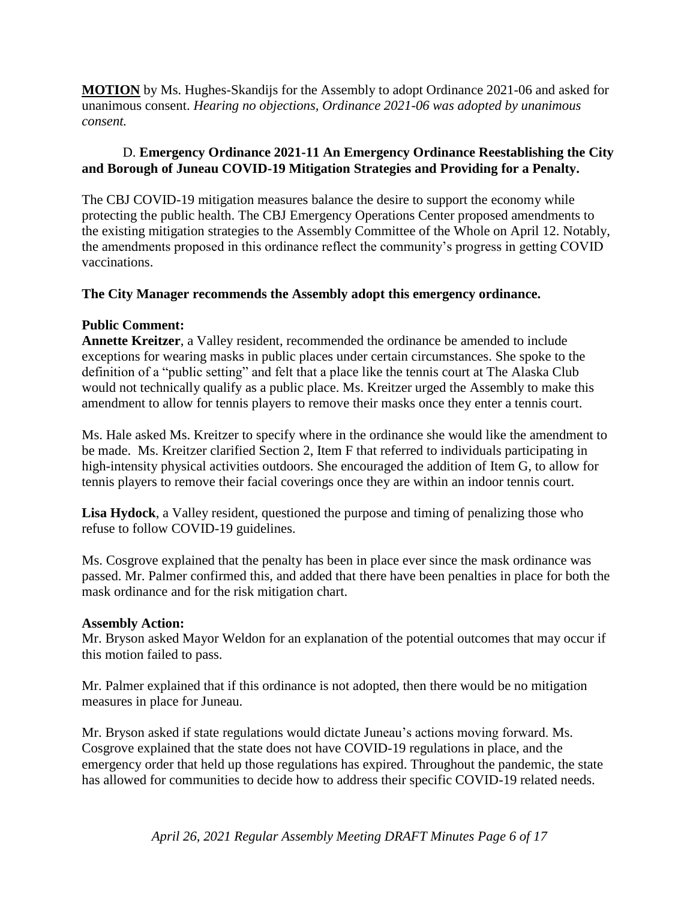**MOTION** by Ms. Hughes-Skandijs for the Assembly to adopt Ordinance 2021-06 and asked for unanimous consent. *Hearing no objections, Ordinance 2021-06 was adopted by unanimous consent.*

D. **Emergency Ordinance 2021-11 An Emergency Ordinance Reestablishing the City and Borough of Juneau COVID-19 Mitigation Strategies and Providing for a Penalty.**

The CBJ COVID-19 mitigation measures balance the desire to support the economy while protecting the public health. The CBJ Emergency Operations Center proposed amendments to the existing mitigation strategies to the Assembly Committee of the Whole on April 12. Notably, the amendments proposed in this ordinance reflect the community's progress in getting COVID vaccinations.

**The City Manager recommends the Assembly adopt this emergency ordinance.**

**Public Comment:**

**Annette Kreitzer**, a Valley resident, recommended the ordinance be amended to include exceptions for wearing masks in public places under certain circumstances. She spoke to the definition of a "public setting" and felt that a place like the tennis court at The Alaska Club would not technically qualify as a public place. Ms. Kreitzer urged the Assembly to make this amendment to allow for tennis players to remove their masks once they enter a tennis court.

Ms. Hale asked Ms. Kreitzer to specify where in the ordinance she would like the amendment to be made. Ms. Kreitzer clarified Section 2, Item F that referred to individuals participating in high-intensity physical activities outdoors. She encouraged the addition of Item G, to allow for tennis players to remove their facial coverings once they are within an indoor tennis court.

**Lisa Hydock**, a Valley resident, questioned the purpose and timing of penalizing those who refuse to follow COVID-19 guidelines.

Ms. Cosgrove explained that the penalty has been in place ever since the mask ordinance was passed. Mr. Palmer confirmed this, and added that there have been penalties in place for both the mask ordinance and for the risk mitigation chart.

**Assembly Action:**

Mr. Bryson asked Mayor Weldon for an explanation of the potential outcomes that may occur if this motion failed to pass.

Mr. Palmer explained that if this ordinance is not adopted, then there would be no mitigation measures in place for Juneau.

Mr. Bryson asked if state regulations would dictate Juneau's actions moving forward. Ms. Cosgrove explained that the state does not have COVID-19 regulations in place, and the emergency order that held up those regulations has expired. Throughout the pandemic, the state has allowed for communities to decide how to address their specific COVID-19 related needs.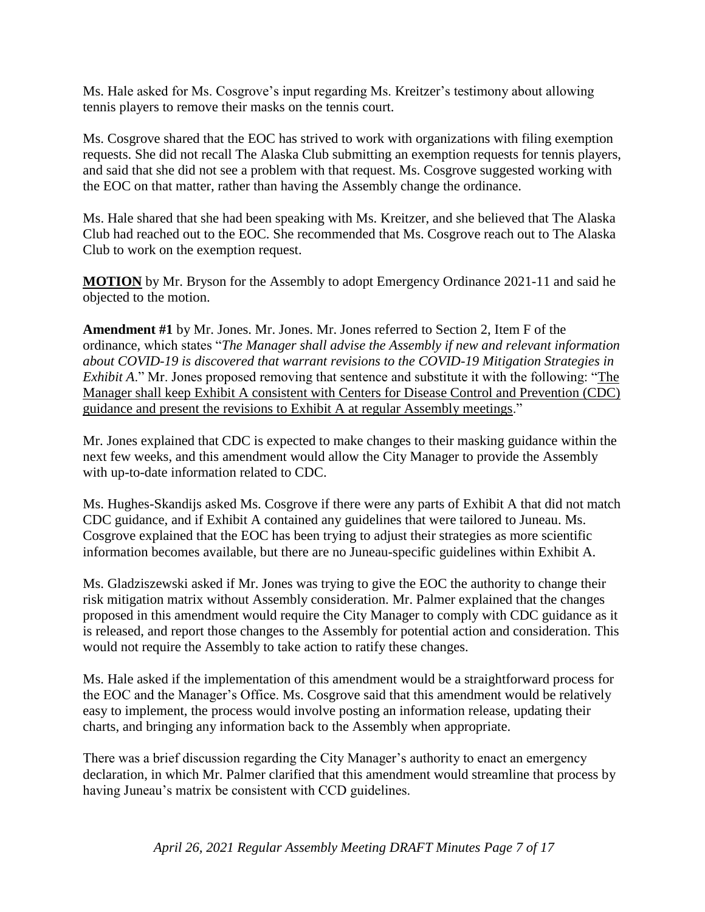Ms. Hale asked for Ms. Cosgrove's input regarding Ms. Kreitzer's testimony about allowing tennis players to remove their masks on the tennis court.

Ms. Cosgrove shared that the EOC has strived to work with organizations with filing exemption requests. She did not recall The Alaska Club submitting an exemption requests for tennis players, and said that she did not see a problem with that request. Ms. Cosgrove suggested working with the EOC on that matter, rather than having the Assembly change the ordinance.

Ms. Hale shared that she had been speaking with Ms. Kreitzer, and she believed that The Alaska Club had reached out to the EOC. She recommended that Ms. Cosgrove reach out to The Alaska Club to work on the exemption request.

**MOTION** by Mr. Bryson for the Assembly to adopt Emergency Ordinance 2021-11 and said he objected to the motion.

**Amendment #1** by Mr. Jones. Mr. Jones. Mr. Jones referred to Section 2, Item F of the ordinance, which states "*The Manager shall advise the Assembly if new and relevant information about COVID-19 is discovered that warrant revisions to the COVID-19 Mitigation Strategies in Exhibit A*." Mr. Jones proposed removing that sentence and substitute it with the following: "<u>The Manager shall keep Exhibit A consistent with Centers for Disease Control and Prevention (CDC) guidance and present the revisions to Exhibit A at regular Assembly meetings</u>."

Mr. Jones explained that CDC is expected to make changes to their masking guidance within the next few weeks, and this amendment would allow the City Manager to provide the Assembly with up-to-date information related to CDC.

Ms. Hughes-Skandijs asked Ms. Cosgrove if there were any parts of Exhibit A that did not match CDC guidance, and if Exhibit A contained any guidelines that were tailored to Juneau. Ms. Cosgrove explained that the EOC has been trying to adjust their strategies as more scientific information becomes available, but there are no Juneau-specific guidelines within Exhibit A.

Ms. Gladziszewski asked if Mr. Jones was trying to give the EOC the authority to change their risk mitigation matrix without Assembly consideration. Mr. Palmer explained that the changes proposed in this amendment would require the City Manager to comply with CDC guidance as it is released, and report those changes to the Assembly for potential action and consideration. This would not require the Assembly to take action to ratify these changes.

Ms. Hale asked if the implementation of this amendment would be a straightforward process for the EOC and the Manager's Office. Ms. Cosgrove said that this amendment would be relatively easy to implement, the process would involve posting an information release, updating their charts, and bringing any information back to the Assembly when appropriate.

There was a brief discussion regarding the City Manager's authority to enact an emergency declaration, in which Mr. Palmer clarified that this amendment would streamline that process by having Juneau's matrix be consistent with CCD guidelines.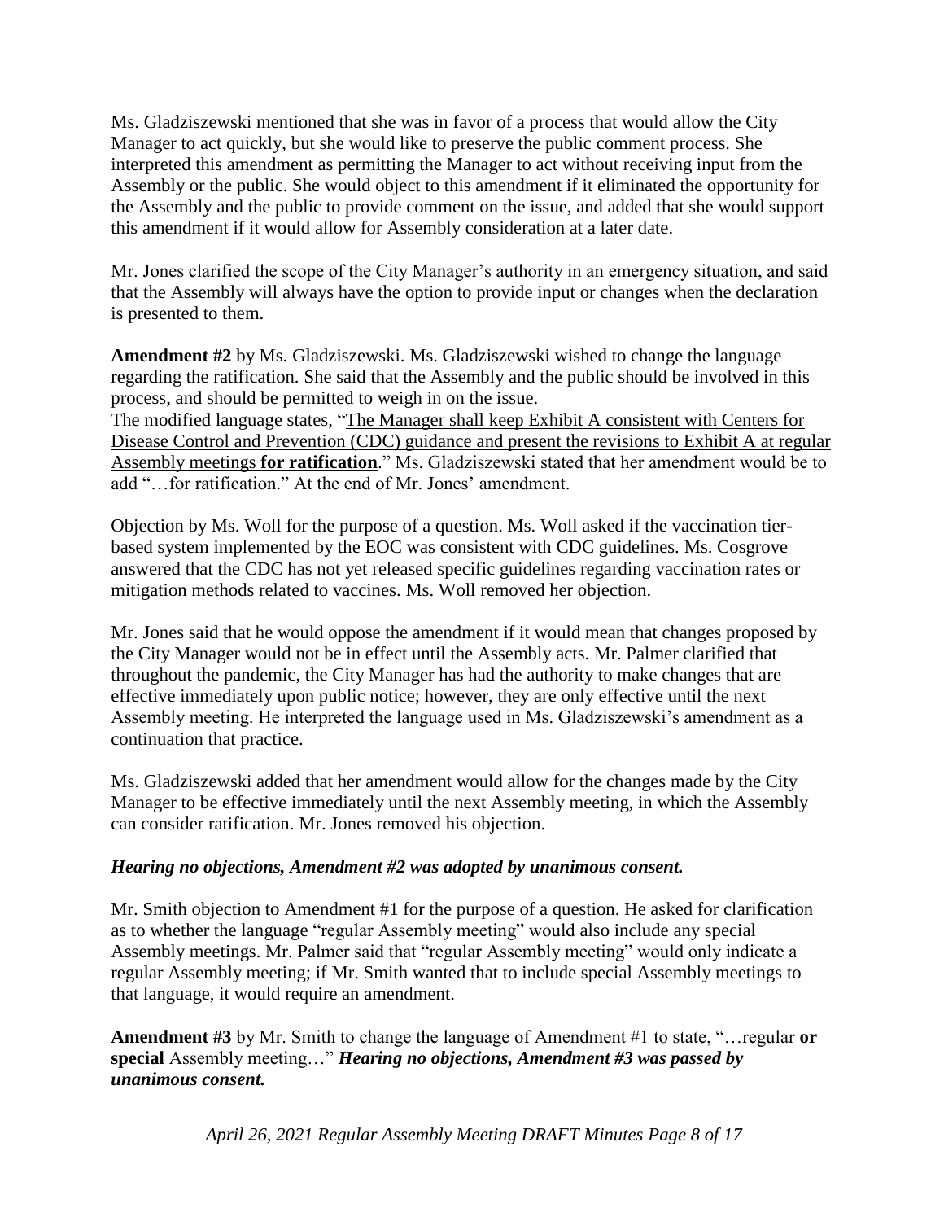Ms. Gladziszewski mentioned that she was in favor of a process that would allow the City Manager to act quickly, but she would like to preserve the public comment process. She interpreted this amendment as permitting the Manager to act without receiving input from the Assembly or the public. She would object to this amendment if it eliminated the opportunity for the Assembly and the public to provide comment on the issue, and added that she would support this amendment if it would allow for Assembly consideration at a later date.

Mr. Jones clarified the scope of the City Manager's authority in an emergency situation, and said that the Assembly will always have the option to provide input or changes when the declaration is presented to them.

**Amendment #2** by Ms. Gladziszewski. Ms. Gladziszewski wished to change the language regarding the ratification. She said that the Assembly and the public should be involved in this process, and should be permitted to weigh in on the issue.
The modified language states, "The Manager shall keep Exhibit A consistent with Centers for Disease Control and Prevention (CDC) guidance and present the revisions to Exhibit A at regular Assembly meetings **for ratification**." Ms. Gladziszewski stated that her amendment would be to add "…for ratification." At the end of Mr. Jones' amendment.

Objection by Ms. Woll for the purpose of a question. Ms. Woll asked if the vaccination tier-based system implemented by the EOC was consistent with CDC guidelines. Ms. Cosgrove answered that the CDC has not yet released specific guidelines regarding vaccination rates or mitigation methods related to vaccines. Ms. Woll removed her objection.

Mr. Jones said that he would oppose the amendment if it would mean that changes proposed by the City Manager would not be in effect until the Assembly acts. Mr. Palmer clarified that throughout the pandemic, the City Manager has had the authority to make changes that are effective immediately upon public notice; however, they are only effective until the next Assembly meeting. He interpreted the language used in Ms. Gladziszewski's amendment as a continuation that practice.

Ms. Gladziszewski added that her amendment would allow for the changes made by the City Manager to be effective immediately until the next Assembly meeting, in which the Assembly can consider ratification. Mr. Jones removed his objection.

***Hearing no objections, Amendment #2 was adopted by unanimous consent.***

Mr. Smith objection to Amendment #1 for the purpose of a question. He asked for clarification as to whether the language "regular Assembly meeting" would also include any special Assembly meetings. Mr. Palmer said that "regular Assembly meeting" would only indicate a regular Assembly meeting; if Mr. Smith wanted that to include special Assembly meetings to that language, it would require an amendment.

**Amendment #3** by Mr. Smith to change the language of Amendment #1 to state, "…regular **or special** Assembly meeting…" ***Hearing no objections, Amendment #3 was passed by unanimous consent.***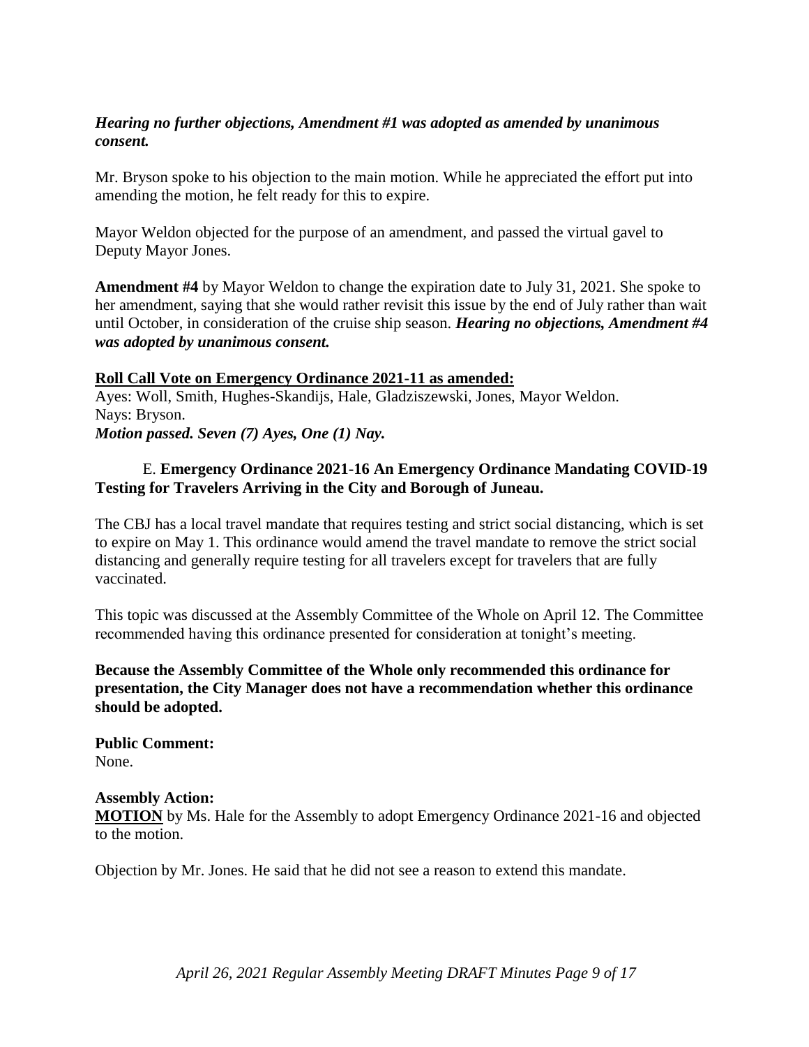***Hearing no further objections, Amendment #1 was adopted as amended by unanimous consent.***

Mr. Bryson spoke to his objection to the main motion. While he appreciated the effort put into amending the motion, he felt ready for this to expire.

Mayor Weldon objected for the purpose of an amendment, and passed the virtual gavel to Deputy Mayor Jones.

**Amendment #4** by Mayor Weldon to change the expiration date to July 31, 2021. She spoke to her amendment, saying that she would rather revisit this issue by the end of July rather than wait until October, in consideration of the cruise ship season. ***Hearing no objections, Amendment #4 was adopted by unanimous consent.***

**Roll Call Vote on Emergency Ordinance 2021-11 as amended:**

Ayes: Woll, Smith, Hughes-Skandijs, Hale, Gladziszewski, Jones, Mayor Weldon.
Nays: Bryson.
***Motion passed. Seven (7) Ayes, One (1) Nay.***

E. **Emergency Ordinance 2021-16 An Emergency Ordinance Mandating COVID-19 Testing for Travelers Arriving in the City and Borough of Juneau.**

The CBJ has a local travel mandate that requires testing and strict social distancing, which is set to expire on May 1. This ordinance would amend the travel mandate to remove the strict social distancing and generally require testing for all travelers except for travelers that are fully vaccinated.

This topic was discussed at the Assembly Committee of the Whole on April 12. The Committee recommended having this ordinance presented for consideration at tonight's meeting.

**Because the Assembly Committee of the Whole only recommended this ordinance for presentation, the City Manager does not have a recommendation whether this ordinance should be adopted.**

**Public Comment:**
None.

**Assembly Action:**
**MOTION** by Ms. Hale for the Assembly to adopt Emergency Ordinance 2021-16 and objected to the motion.

Objection by Mr. Jones. He said that he did not see a reason to extend this mandate.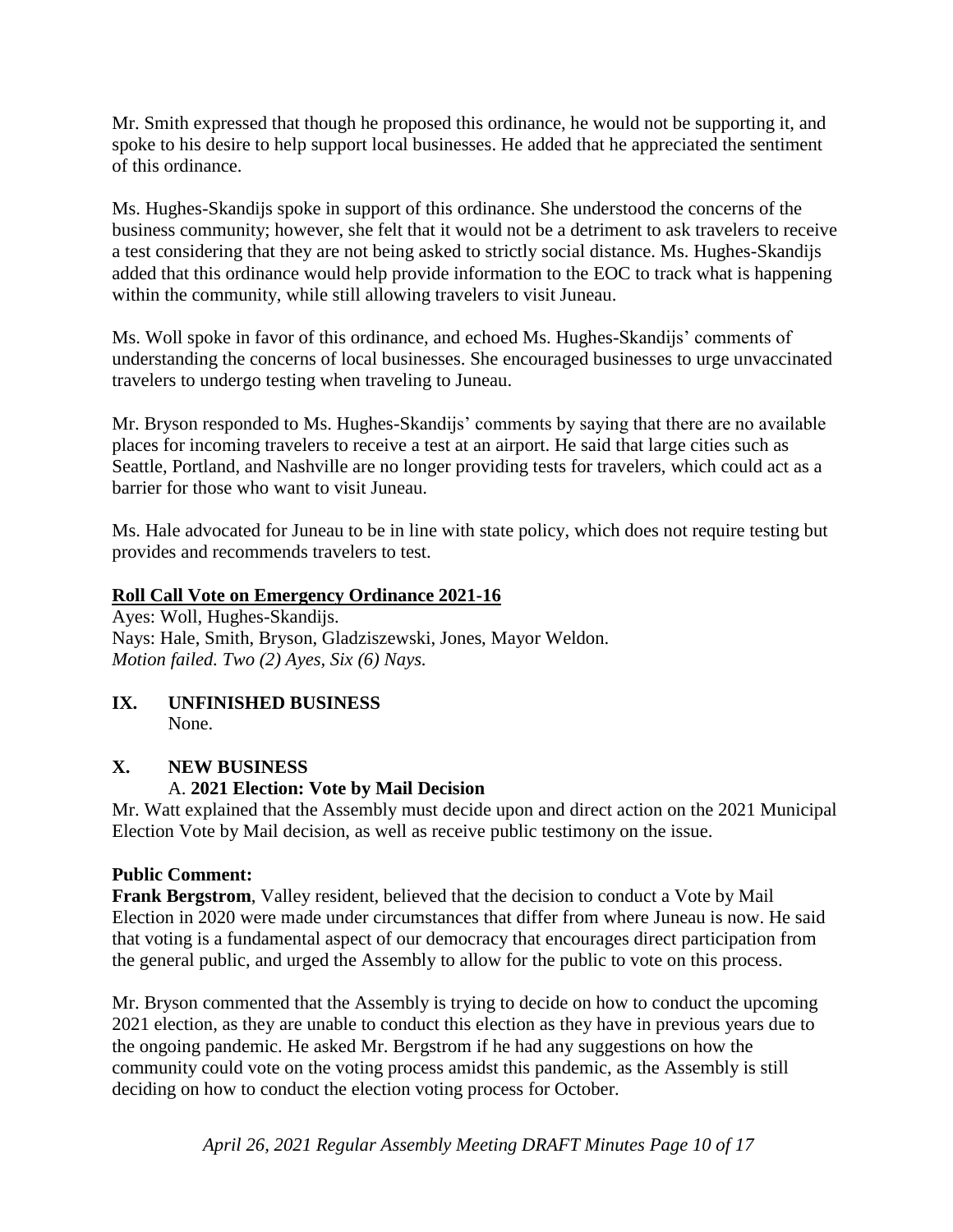Mr. Smith expressed that though he proposed this ordinance, he would not be supporting it, and spoke to his desire to help support local businesses. He added that he appreciated the sentiment of this ordinance.

Ms. Hughes-Skandijs spoke in support of this ordinance. She understood the concerns of the business community; however, she felt that it would not be a detriment to ask travelers to receive a test considering that they are not being asked to strictly social distance. Ms. Hughes-Skandijs added that this ordinance would help provide information to the EOC to track what is happening within the community, while still allowing travelers to visit Juneau.

Ms. Woll spoke in favor of this ordinance, and echoed Ms. Hughes-Skandijs' comments of understanding the concerns of local businesses. She encouraged businesses to urge unvaccinated travelers to undergo testing when traveling to Juneau.

Mr. Bryson responded to Ms. Hughes-Skandijs' comments by saying that there are no available places for incoming travelers to receive a test at an airport. He said that large cities such as Seattle, Portland, and Nashville are no longer providing tests for travelers, which could act as a barrier for those who want to visit Juneau.

Ms. Hale advocated for Juneau to be in line with state policy, which does not require testing but provides and recommends travelers to test.

**Roll Call Vote on Emergency Ordinance 2021-16**

Ayes: Woll, Hughes-Skandijs.
Nays: Hale, Smith, Bryson, Gladziszewski, Jones, Mayor Weldon.
*Motion failed. Two (2) Ayes, Six (6) Nays.*

## IX. UNFINISHED BUSINESS

None.

## X. NEW BUSINESS

### A. 2021 Election: Vote by Mail Decision

Mr. Watt explained that the Assembly must decide upon and direct action on the 2021 Municipal Election Vote by Mail decision, as well as receive public testimony on the issue.

**Public Comment:**

**Frank Bergstrom**, Valley resident, believed that the decision to conduct a Vote by Mail Election in 2020 were made under circumstances that differ from where Juneau is now. He said that voting is a fundamental aspect of our democracy that encourages direct participation from the general public, and urged the Assembly to allow for the public to vote on this process.

Mr. Bryson commented that the Assembly is trying to decide on how to conduct the upcoming 2021 election, as they are unable to conduct this election as they have in previous years due to the ongoing pandemic. He asked Mr. Bergstrom if he had any suggestions on how the community could vote on the voting process amidst this pandemic, as the Assembly is still deciding on how to conduct the election voting process for October.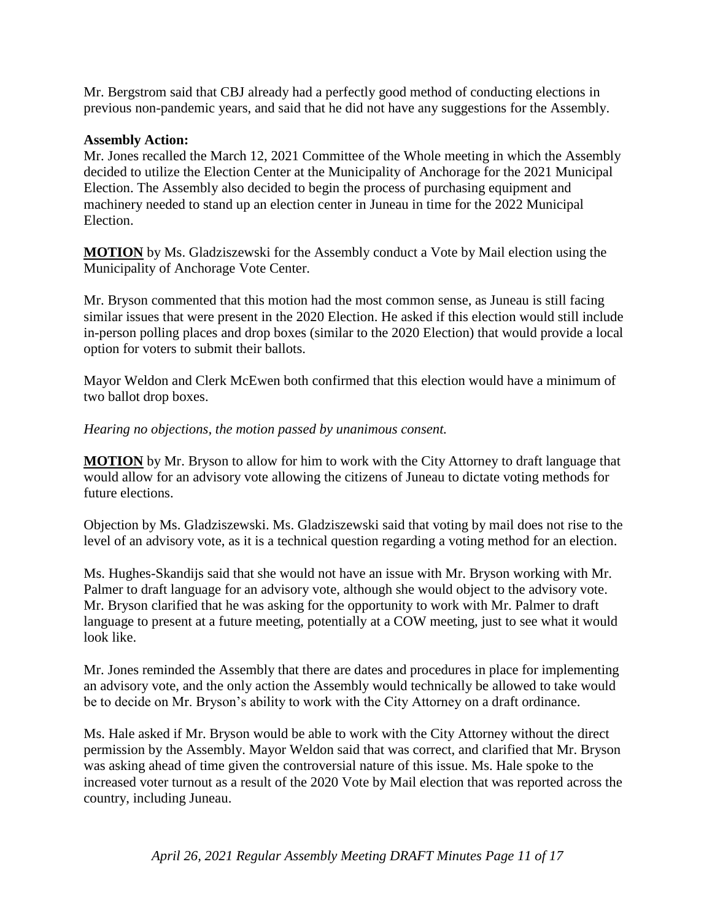Mr. Bergstrom said that CBJ already had a perfectly good method of conducting elections in previous non-pandemic years, and said that he did not have any suggestions for the Assembly.

**Assembly Action:**
Mr. Jones recalled the March 12, 2021 Committee of the Whole meeting in which the Assembly decided to utilize the Election Center at the Municipality of Anchorage for the 2021 Municipal Election. The Assembly also decided to begin the process of purchasing equipment and machinery needed to stand up an election center in Juneau in time for the 2022 Municipal Election.

**MOTION** by Ms. Gladziszewski for the Assembly conduct a Vote by Mail election using the Municipality of Anchorage Vote Center.

Mr. Bryson commented that this motion had the most common sense, as Juneau is still facing similar issues that were present in the 2020 Election. He asked if this election would still include in-person polling places and drop boxes (similar to the 2020 Election) that would provide a local option for voters to submit their ballots.

Mayor Weldon and Clerk McEwen both confirmed that this election would have a minimum of two ballot drop boxes.

*Hearing no objections, the motion passed by unanimous consent.*

**MOTION** by Mr. Bryson to allow for him to work with the City Attorney to draft language that would allow for an advisory vote allowing the citizens of Juneau to dictate voting methods for future elections.

Objection by Ms. Gladziszewski. Ms. Gladziszewski said that voting by mail does not rise to the level of an advisory vote, as it is a technical question regarding a voting method for an election.

Ms. Hughes-Skandijs said that she would not have an issue with Mr. Bryson working with Mr. Palmer to draft language for an advisory vote, although she would object to the advisory vote. Mr. Bryson clarified that he was asking for the opportunity to work with Mr. Palmer to draft language to present at a future meeting, potentially at a COW meeting, just to see what it would look like.

Mr. Jones reminded the Assembly that there are dates and procedures in place for implementing an advisory vote, and the only action the Assembly would technically be allowed to take would be to decide on Mr. Bryson's ability to work with the City Attorney on a draft ordinance.

Ms. Hale asked if Mr. Bryson would be able to work with the City Attorney without the direct permission by the Assembly. Mayor Weldon said that was correct, and clarified that Mr. Bryson was asking ahead of time given the controversial nature of this issue. Ms. Hale spoke to the increased voter turnout as a result of the 2020 Vote by Mail election that was reported across the country, including Juneau.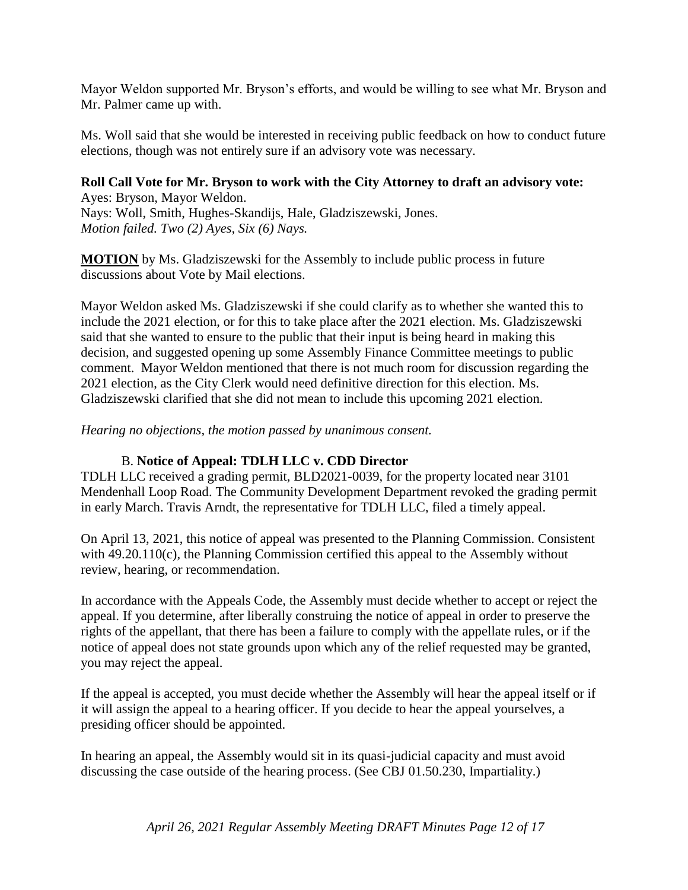Mayor Weldon supported Mr. Bryson's efforts, and would be willing to see what Mr. Bryson and Mr. Palmer came up with.

Ms. Woll said that she would be interested in receiving public feedback on how to conduct future elections, though was not entirely sure if an advisory vote was necessary.

**Roll Call Vote for Mr. Bryson to work with the City Attorney to draft an advisory vote:**
Ayes: Bryson, Mayor Weldon.
Nays: Woll, Smith, Hughes-Skandijs, Hale, Gladziszewski, Jones.
*Motion failed. Two (2) Ayes, Six (6) Nays.*

**MOTION** by Ms. Gladziszewski for the Assembly to include public process in future discussions about Vote by Mail elections.

Mayor Weldon asked Ms. Gladziszewski if she could clarify as to whether she wanted this to include the 2021 election, or for this to take place after the 2021 election. Ms. Gladziszewski said that she wanted to ensure to the public that their input is being heard in making this decision, and suggested opening up some Assembly Finance Committee meetings to public comment. Mayor Weldon mentioned that there is not much room for discussion regarding the 2021 election, as the City Clerk would need definitive direction for this election. Ms. Gladziszewski clarified that she did not mean to include this upcoming 2021 election.

*Hearing no objections, the motion passed by unanimous consent.*

B. **Notice of Appeal: TDLH LLC v. CDD Director**

TDLH LLC received a grading permit, BLD2021-0039, for the property located near 3101 Mendenhall Loop Road. The Community Development Department revoked the grading permit in early March. Travis Arndt, the representative for TDLH LLC, filed a timely appeal.

On April 13, 2021, this notice of appeal was presented to the Planning Commission. Consistent with 49.20.110(c), the Planning Commission certified this appeal to the Assembly without review, hearing, or recommendation.

In accordance with the Appeals Code, the Assembly must decide whether to accept or reject the appeal. If you determine, after liberally construing the notice of appeal in order to preserve the rights of the appellant, that there has been a failure to comply with the appellate rules, or if the notice of appeal does not state grounds upon which any of the relief requested may be granted, you may reject the appeal.

If the appeal is accepted, you must decide whether the Assembly will hear the appeal itself or if it will assign the appeal to a hearing officer. If you decide to hear the appeal yourselves, a presiding officer should be appointed.

In hearing an appeal, the Assembly would sit in its quasi-judicial capacity and must avoid discussing the case outside of the hearing process. (See CBJ 01.50.230, Impartiality.)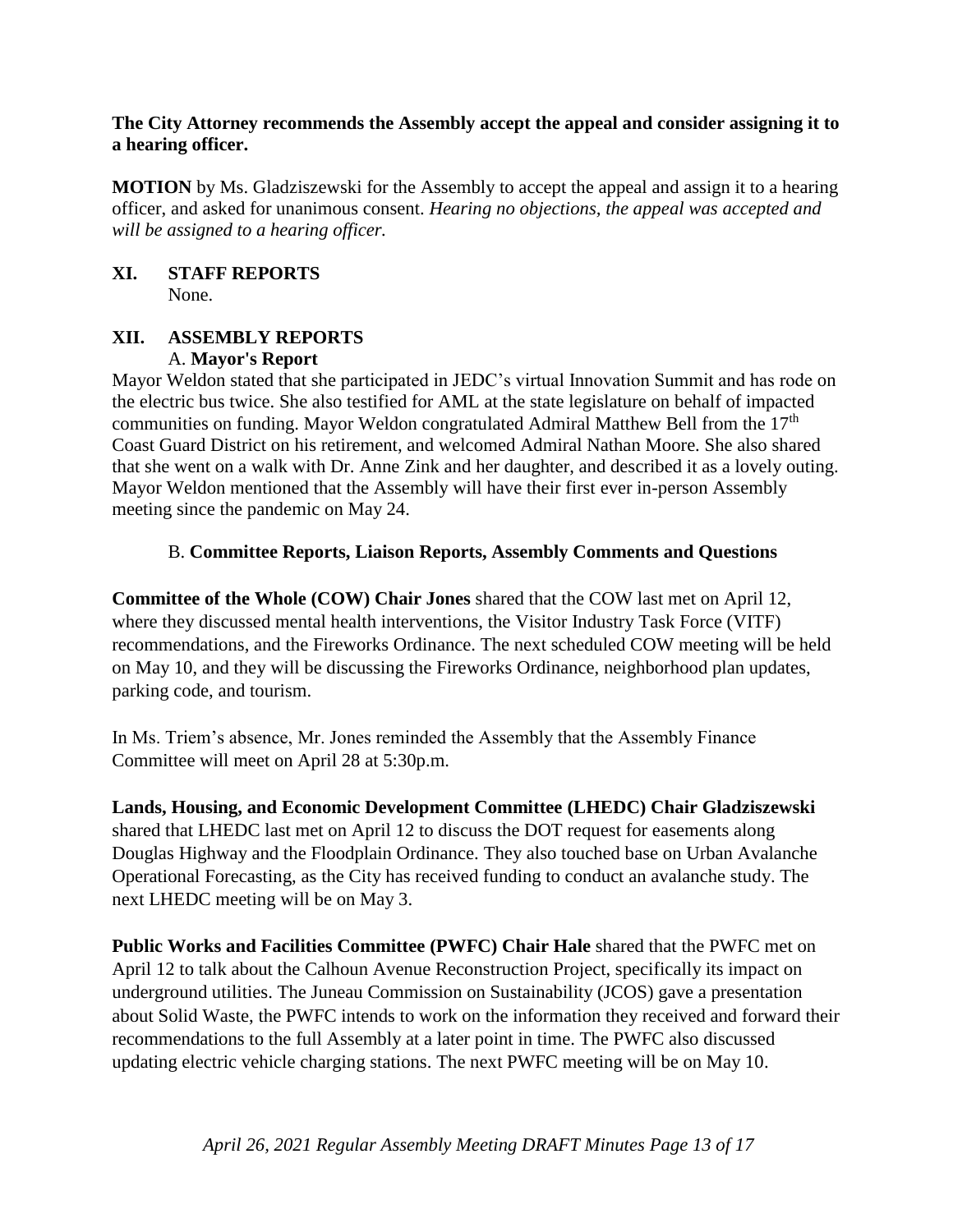**The City Attorney recommends the Assembly accept the appeal and consider assigning it to a hearing officer.**

**MOTION** by Ms. Gladziszewski for the Assembly to accept the appeal and assign it to a hearing officer, and asked for unanimous consent. *Hearing no objections, the appeal was accepted and will be assigned to a hearing officer.*

## XI. STAFF REPORTS

None.

## XII. ASSEMBLY REPORTS

### A. Mayor's Report

Mayor Weldon stated that she participated in JEDC's virtual Innovation Summit and has rode on the electric bus twice. She also testified for AML at the state legislature on behalf of impacted communities on funding. Mayor Weldon congratulated Admiral Matthew Bell from the 17th Coast Guard District on his retirement, and welcomed Admiral Nathan Moore. She also shared that she went on a walk with Dr. Anne Zink and her daughter, and described it as a lovely outing. Mayor Weldon mentioned that the Assembly will have their first ever in-person Assembly meeting since the pandemic on May 24.

### B. Committee Reports, Liaison Reports, Assembly Comments and Questions

**Committee of the Whole (COW) Chair Jones** shared that the COW last met on April 12, where they discussed mental health interventions, the Visitor Industry Task Force (VITF) recommendations, and the Fireworks Ordinance. The next scheduled COW meeting will be held on May 10, and they will be discussing the Fireworks Ordinance, neighborhood plan updates, parking code, and tourism.

In Ms. Triem's absence, Mr. Jones reminded the Assembly that the Assembly Finance Committee will meet on April 28 at 5:30p.m.

**Lands, Housing, and Economic Development Committee (LHEDC) Chair Gladziszewski** shared that LHEDC last met on April 12 to discuss the DOT request for easements along Douglas Highway and the Floodplain Ordinance. They also touched base on Urban Avalanche Operational Forecasting, as the City has received funding to conduct an avalanche study. The next LHEDC meeting will be on May 3.

**Public Works and Facilities Committee (PWFC) Chair Hale** shared that the PWFC met on April 12 to talk about the Calhoun Avenue Reconstruction Project, specifically its impact on underground utilities. The Juneau Commission on Sustainability (JCOS) gave a presentation about Solid Waste, the PWFC intends to work on the information they received and forward their recommendations to the full Assembly at a later point in time. The PWFC also discussed updating electric vehicle charging stations. The next PWFC meeting will be on May 10.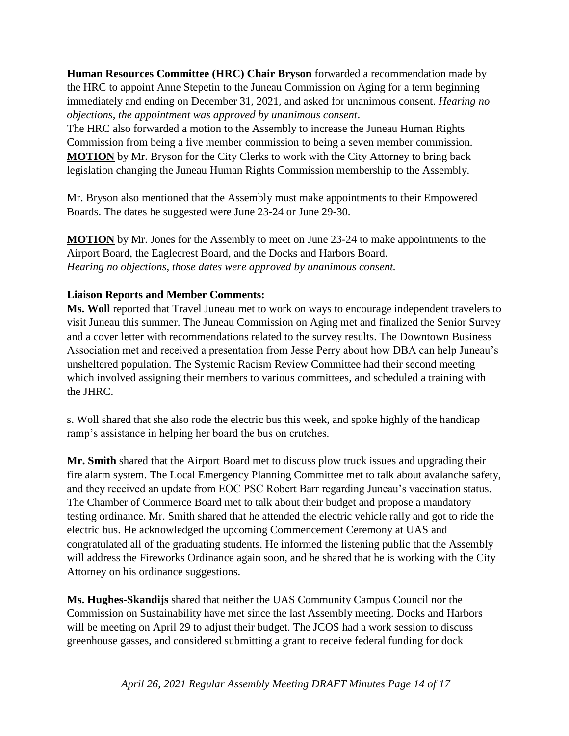**Human Resources Committee (HRC) Chair Bryson** forwarded a recommendation made by the HRC to appoint Anne Stepetin to the Juneau Commission on Aging for a term beginning immediately and ending on December 31, 2021, and asked for unanimous consent. *Hearing no objections, the appointment was approved by unanimous consent*.

The HRC also forwarded a motion to the Assembly to increase the Juneau Human Rights Commission from being a five member commission to being a seven member commission. **MOTION** by Mr. Bryson for the City Clerks to work with the City Attorney to bring back legislation changing the Juneau Human Rights Commission membership to the Assembly.

Mr. Bryson also mentioned that the Assembly must make appointments to their Empowered Boards. The dates he suggested were June 23-24 or June 29-30.

**MOTION** by Mr. Jones for the Assembly to meet on June 23-24 to make appointments to the Airport Board, the Eaglecrest Board, and the Docks and Harbors Board. *Hearing no objections, those dates were approved by unanimous consent.*

**Liaison Reports and Member Comments:**

**Ms. Woll** reported that Travel Juneau met to work on ways to encourage independent travelers to visit Juneau this summer. The Juneau Commission on Aging met and finalized the Senior Survey and a cover letter with recommendations related to the survey results. The Downtown Business Association met and received a presentation from Jesse Perry about how DBA can help Juneau's unsheltered population. The Systemic Racism Review Committee had their second meeting which involved assigning their members to various committees, and scheduled a training with the JHRC.

s. Woll shared that she also rode the electric bus this week, and spoke highly of the handicap ramp's assistance in helping her board the bus on crutches.

**Mr. Smith** shared that the Airport Board met to discuss plow truck issues and upgrading their fire alarm system. The Local Emergency Planning Committee met to talk about avalanche safety, and they received an update from EOC PSC Robert Barr regarding Juneau's vaccination status. The Chamber of Commerce Board met to talk about their budget and propose a mandatory testing ordinance. Mr. Smith shared that he attended the electric vehicle rally and got to ride the electric bus. He acknowledged the upcoming Commencement Ceremony at UAS and congratulated all of the graduating students. He informed the listening public that the Assembly will address the Fireworks Ordinance again soon, and he shared that he is working with the City Attorney on his ordinance suggestions.

**Ms. Hughes-Skandijs** shared that neither the UAS Community Campus Council nor the Commission on Sustainability have met since the last Assembly meeting. Docks and Harbors will be meeting on April 29 to adjust their budget. The JCOS had a work session to discuss greenhouse gasses, and considered submitting a grant to receive federal funding for dock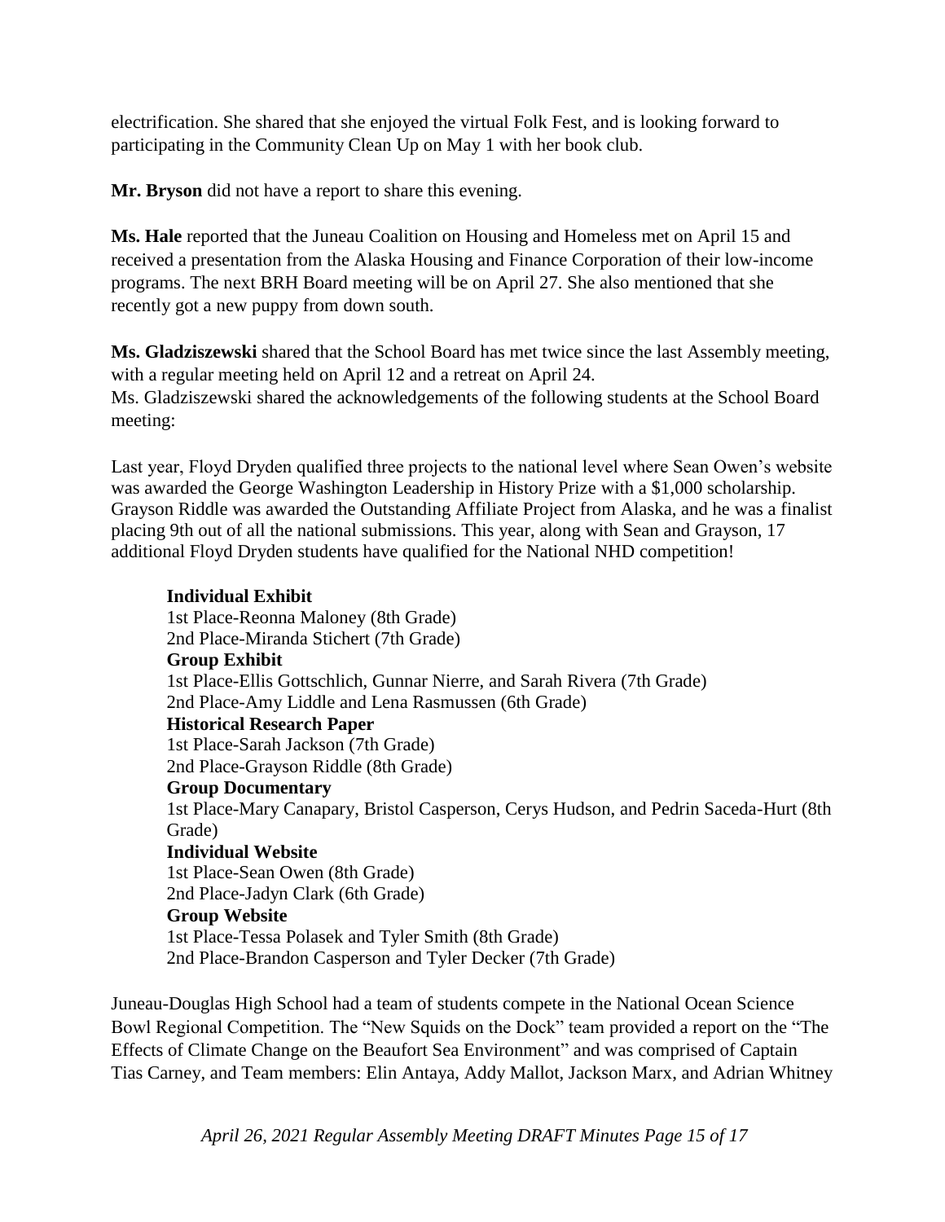electrification. She shared that she enjoyed the virtual Folk Fest, and is looking forward to participating in the Community Clean Up on May 1 with her book club.

**Mr. Bryson** did not have a report to share this evening.

**Ms. Hale** reported that the Juneau Coalition on Housing and Homeless met on April 15 and received a presentation from the Alaska Housing and Finance Corporation of their low-income programs. The next BRH Board meeting will be on April 27. She also mentioned that she recently got a new puppy from down south.

**Ms. Gladziszewski** shared that the School Board has met twice since the last Assembly meeting, with a regular meeting held on April 12 and a retreat on April 24.
Ms. Gladziszewski shared the acknowledgements of the following students at the School Board meeting:

Last year, Floyd Dryden qualified three projects to the national level where Sean Owen's website was awarded the George Washington Leadership in History Prize with a $1,000 scholarship. Grayson Riddle was awarded the Outstanding Affiliate Project from Alaska, and he was a finalist placing 9th out of all the national submissions. This year, along with Sean and Grayson, 17 additional Floyd Dryden students have qualified for the National NHD competition!

**Individual Exhibit**
1st Place-Reonna Maloney (8th Grade)
2nd Place-Miranda Stichert (7th Grade)
**Group Exhibit**
1st Place-Ellis Gottschlich, Gunnar Nierre, and Sarah Rivera (7th Grade)
2nd Place-Amy Liddle and Lena Rasmussen (6th Grade)
**Historical Research Paper**
1st Place-Sarah Jackson (7th Grade)
2nd Place-Grayson Riddle (8th Grade)
**Group Documentary**
1st Place-Mary Canapary, Bristol Casperson, Cerys Hudson, and Pedrin Saceda-Hurt (8th Grade)
**Individual Website**
1st Place-Sean Owen (8th Grade)
2nd Place-Jadyn Clark (6th Grade)
**Group Website**
1st Place-Tessa Polasek and Tyler Smith (8th Grade)
2nd Place-Brandon Casperson and Tyler Decker (7th Grade)

Juneau-Douglas High School had a team of students compete in the National Ocean Science Bowl Regional Competition. The "New Squids on the Dock" team provided a report on the "The Effects of Climate Change on the Beaufort Sea Environment" and was comprised of Captain Tias Carney, and Team members: Elin Antaya, Addy Mallot, Jackson Marx, and Adrian Whitney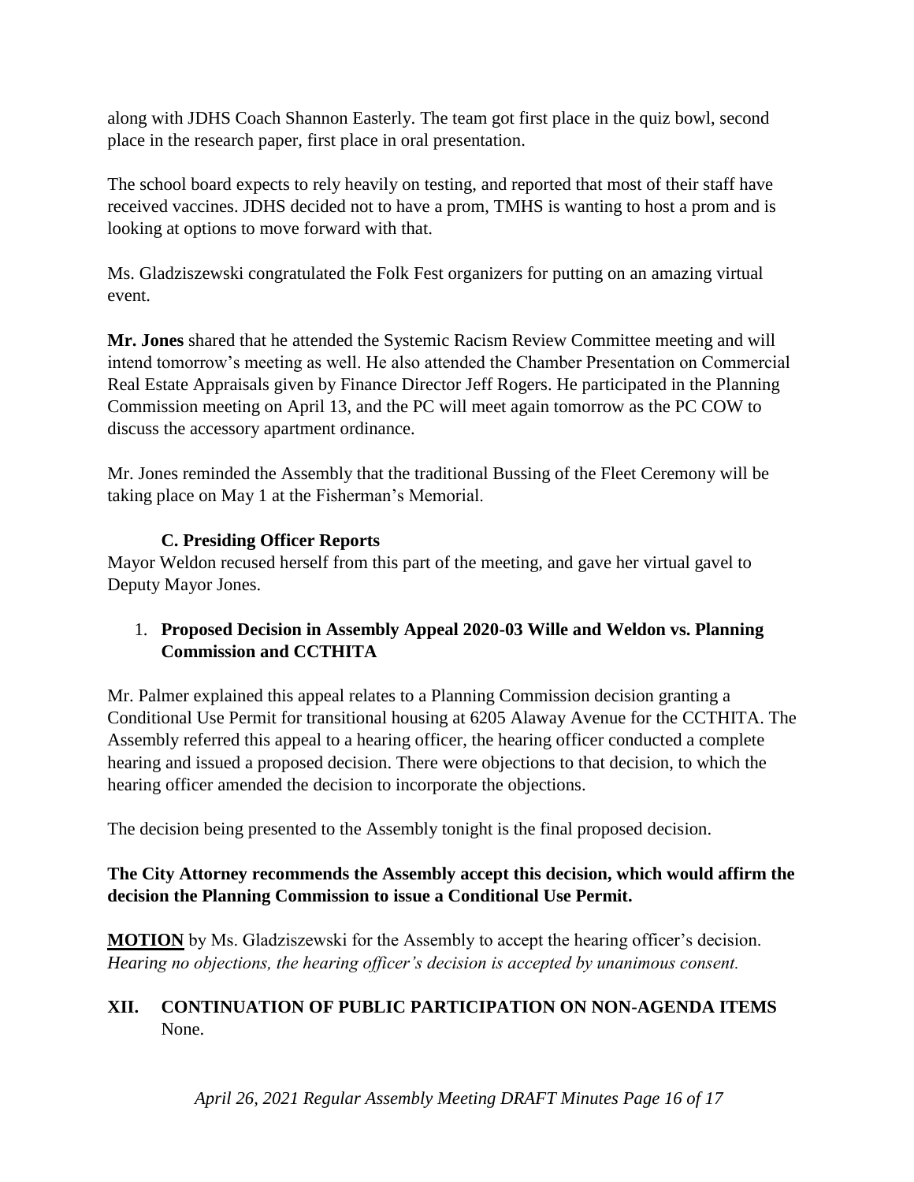along with JDHS Coach Shannon Easterly. The team got first place in the quiz bowl, second place in the research paper, first place in oral presentation.

The school board expects to rely heavily on testing, and reported that most of their staff have received vaccines. JDHS decided not to have a prom, TMHS is wanting to host a prom and is looking at options to move forward with that.

Ms. Gladziszewski congratulated the Folk Fest organizers for putting on an amazing virtual event.

**Mr. Jones** shared that he attended the Systemic Racism Review Committee meeting and will intend tomorrow's meeting as well. He also attended the Chamber Presentation on Commercial Real Estate Appraisals given by Finance Director Jeff Rogers. He participated in the Planning Commission meeting on April 13, and the PC will meet again tomorrow as the PC COW to discuss the accessory apartment ordinance.

Mr. Jones reminded the Assembly that the traditional Bussing of the Fleet Ceremony will be taking place on May 1 at the Fisherman's Memorial.

### C. Presiding Officer Reports

Mayor Weldon recused herself from this part of the meeting, and gave her virtual gavel to Deputy Mayor Jones.

1. **Proposed Decision in Assembly Appeal 2020-03 Wille and Weldon vs. Planning Commission and CCTHITA**

Mr. Palmer explained this appeal relates to a Planning Commission decision granting a Conditional Use Permit for transitional housing at 6205 Alaway Avenue for the CCTHITA. The Assembly referred this appeal to a hearing officer, the hearing officer conducted a complete hearing and issued a proposed decision. There were objections to that decision, to which the hearing officer amended the decision to incorporate the objections.

The decision being presented to the Assembly tonight is the final proposed decision.

**The City Attorney recommends the Assembly accept this decision, which would affirm the decision the Planning Commission to issue a Conditional Use Permit.**

**MOTION** by Ms. Gladziszewski for the Assembly to accept the hearing officer's decision. *Hearing no objections, the hearing officer's decision is accepted by unanimous consent.*

## XII. CONTINUATION OF PUBLIC PARTICIPATION ON NON-AGENDA ITEMS

None.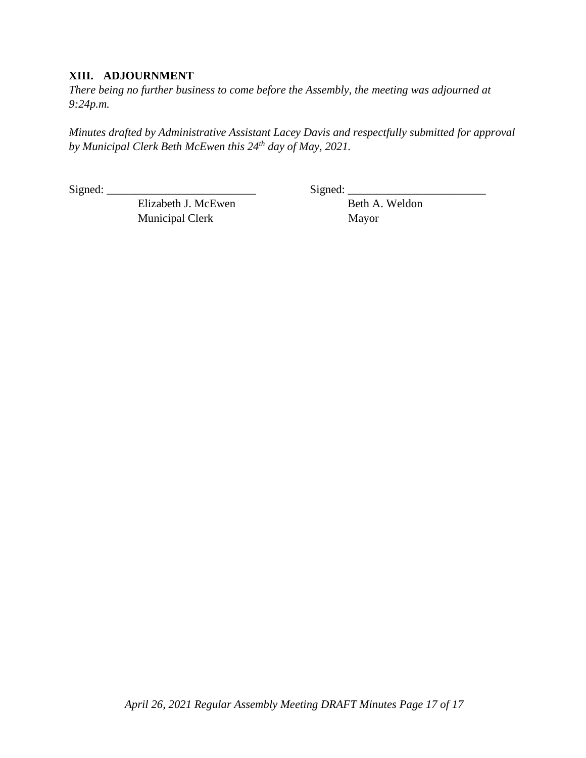## XIII. ADJOURNMENT

*There being no further business to come before the Assembly, the meeting was adjourned at 9:24p.m.*

*Minutes drafted by Administrative Assistant Lacey Davis and respectfully submitted for approval by Municipal Clerk Beth McEwen this 24th day of May, 2021.*

Signed: ___________________________
Elizabeth J. McEwen
Municipal Clerk

Signed: ________________________
Beth A. Weldon
Mayor